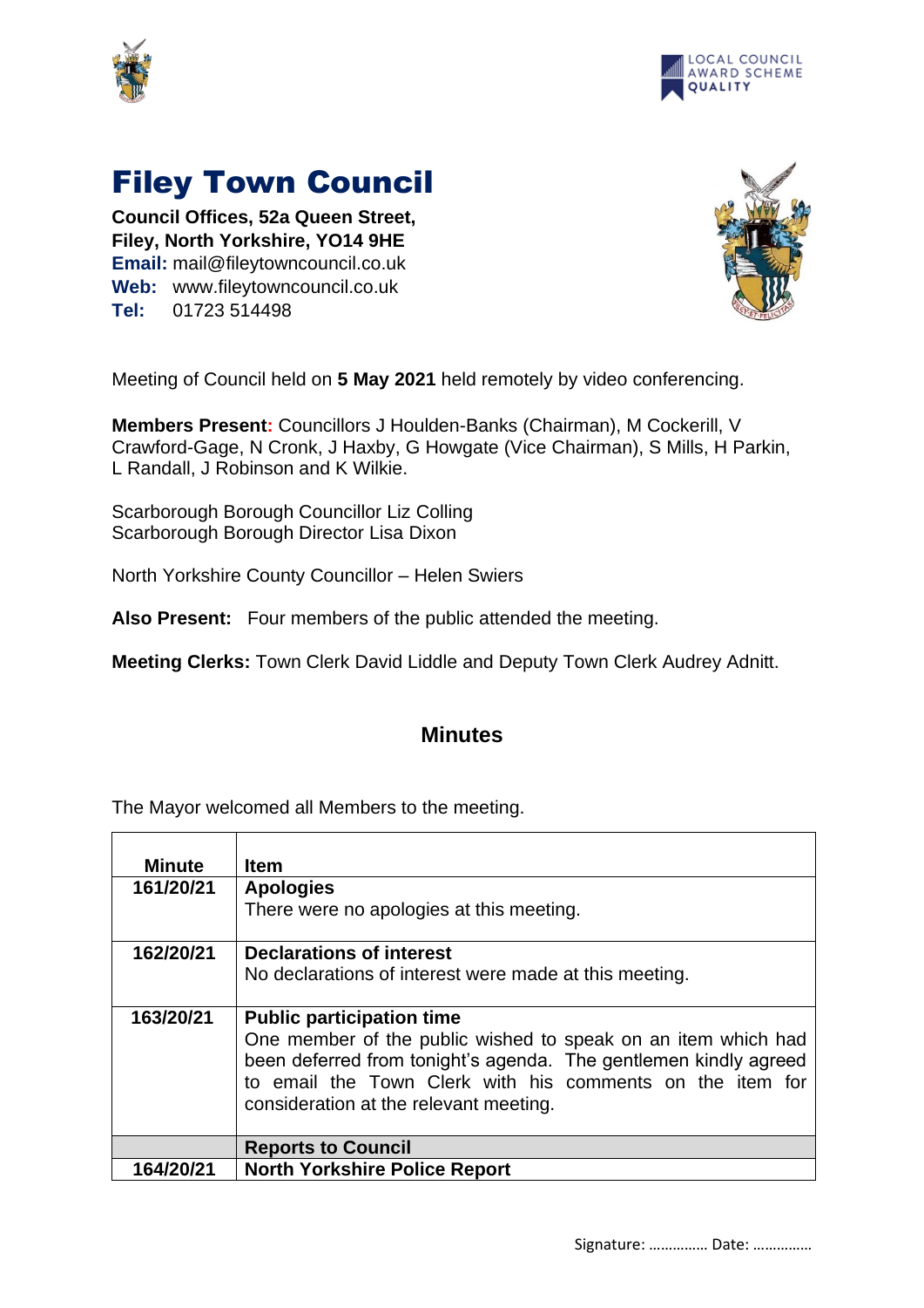# Filey Town Council

**Council Offices, 52a Queen Street,**
**Filey, North Yorkshire, YO14 9HE**
**Email:** mail@fileytowncouncil.co.uk
**Web:** www.fileytowncouncil.co.uk
**Tel:** 01723 514498

Meeting of Council held on **5 May 2021** held remotely by video conferencing.

**Members Present:** Councillors J Houlden-Banks (Chairman), M Cockerill, V Crawford-Gage, N Cronk, J Haxby, G Howgate (Vice Chairman), S Mills, H Parkin, L Randall, J Robinson and K Wilkie.

Scarborough Borough Councillor Liz Colling
Scarborough Borough Director Lisa Dixon

North Yorkshire County Councillor – Helen Swiers

**Also Present:** Four members of the public attended the meeting.

**Meeting Clerks:** Town Clerk David Liddle and Deputy Town Clerk Audrey Adnitt.

## Minutes

The Mayor welcomed all Members to the meeting.

| Minute | Item |
|---|---|
| **161/20/21** | **Apologies**<br>There were no apologies at this meeting. |
| **162/20/21** | **Declarations of interest**<br>No declarations of interest were made at this meeting. |
| **163/20/21** | **Public participation time**<br>One member of the public wished to speak on an item which had been deferred from tonight's agenda. The gentlemen kindly agreed to email the Town Clerk with his comments on the item for consideration at the relevant meeting. |
| | **Reports to Council** |
| **164/20/21** | **North Yorkshire Police Report** |

Signature: …………… Date: ……………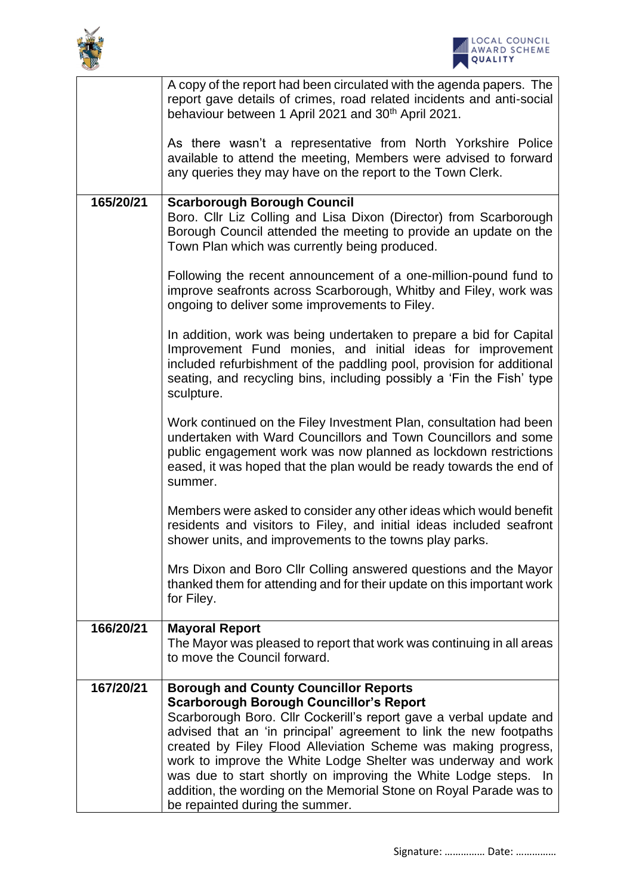| | |
|---|---|
| | A copy of the report had been circulated with the agenda papers. The report gave details of crimes, road related incidents and anti-social behaviour between 1 April 2021 and 30th April 2021.<br><br>As there wasn't a representative from North Yorkshire Police available to attend the meeting, Members were advised to forward any queries they may have on the report to the Town Clerk. |
| **165/20/21** | **Scarborough Borough Council**<br>Boro. Cllr Liz Colling and Lisa Dixon (Director) from Scarborough Borough Council attended the meeting to provide an update on the Town Plan which was currently being produced.<br><br>Following the recent announcement of a one-million-pound fund to improve seafronts across Scarborough, Whitby and Filey, work was ongoing to deliver some improvements to Filey.<br><br>In addition, work was being undertaken to prepare a bid for Capital Improvement Fund monies, and initial ideas for improvement included refurbishment of the paddling pool, provision for additional seating, and recycling bins, including possibly a 'Fin the Fish' type sculpture.<br><br>Work continued on the Filey Investment Plan, consultation had been undertaken with Ward Councillors and Town Councillors and some public engagement work was now planned as lockdown restrictions eased, it was hoped that the plan would be ready towards the end of summer.<br><br>Members were asked to consider any other ideas which would benefit residents and visitors to Filey, and initial ideas included seafront shower units, and improvements to the towns play parks.<br><br>Mrs Dixon and Boro Cllr Colling answered questions and the Mayor thanked them for attending and for their update on this important work for Filey. |
| **166/20/21** | **Mayoral Report**<br>The Mayor was pleased to report that work was continuing in all areas to move the Council forward. |
| **167/20/21** | **Borough and County Councillor Reports**<br>**Scarborough Borough Councillor's Report**<br>Scarborough Boro. Cllr Cockerill's report gave a verbal update and advised that an 'in principal' agreement to link the new footpaths created by Filey Flood Alleviation Scheme was making progress, work to improve the White Lodge Shelter was underway and work was due to start shortly on improving the White Lodge steps. In addition, the wording on the Memorial Stone on Royal Parade was to be repainted during the summer. |

Signature: …………… Date: ……………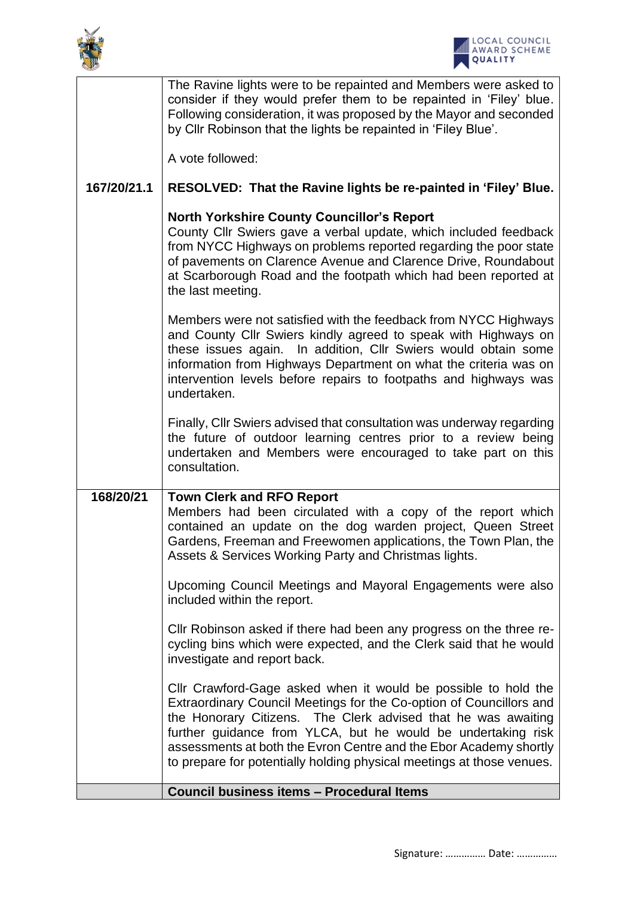| | |
|---|---|
| | The Ravine lights were to be repainted and Members were asked to consider if they would prefer them to be repainted in 'Filey' blue. Following consideration, it was proposed by the Mayor and seconded by Cllr Robinson that the lights be repainted in 'Filey Blue'.<br><br>A vote followed: |
| **167/20/21.1** | **RESOLVED: That the Ravine lights be re-painted in 'Filey' Blue.** |
| | **North Yorkshire County Councillor's Report**<br>County Cllr Swiers gave a verbal update, which included feedback from NYCC Highways on problems reported regarding the poor state of pavements on Clarence Avenue and Clarence Drive, Roundabout at Scarborough Road and the footpath which had been reported at the last meeting.<br><br>Members were not satisfied with the feedback from NYCC Highways and County Cllr Swiers kindly agreed to speak with Highways on these issues again. In addition, Cllr Swiers would obtain some information from Highways Department on what the criteria was on intervention levels before repairs to footpaths and highways was undertaken.<br><br>Finally, Cllr Swiers advised that consultation was underway regarding the future of outdoor learning centres prior to a review being undertaken and Members were encouraged to take part on this consultation. |
| **168/20/21** | **Town Clerk and RFO Report**<br>Members had been circulated with a copy of the report which contained an update on the dog warden project, Queen Street Gardens, Freeman and Freewomen applications, the Town Plan, the Assets & Services Working Party and Christmas lights.<br><br>Upcoming Council Meetings and Mayoral Engagements were also included within the report.<br><br>Cllr Robinson asked if there had been any progress on the three re-cycling bins which were expected, and the Clerk said that he would investigate and report back.<br><br>Cllr Crawford-Gage asked when it would be possible to hold the Extraordinary Council Meetings for the Co-option of Councillors and the Honorary Citizens. The Clerk advised that he was awaiting further guidance from YLCA, but he would be undertaking risk assessments at both the Evron Centre and the Ebor Academy shortly to prepare for potentially holding physical meetings at those venues. |
| | **Council business items – Procedural Items** |

Signature: …………… Date: ……………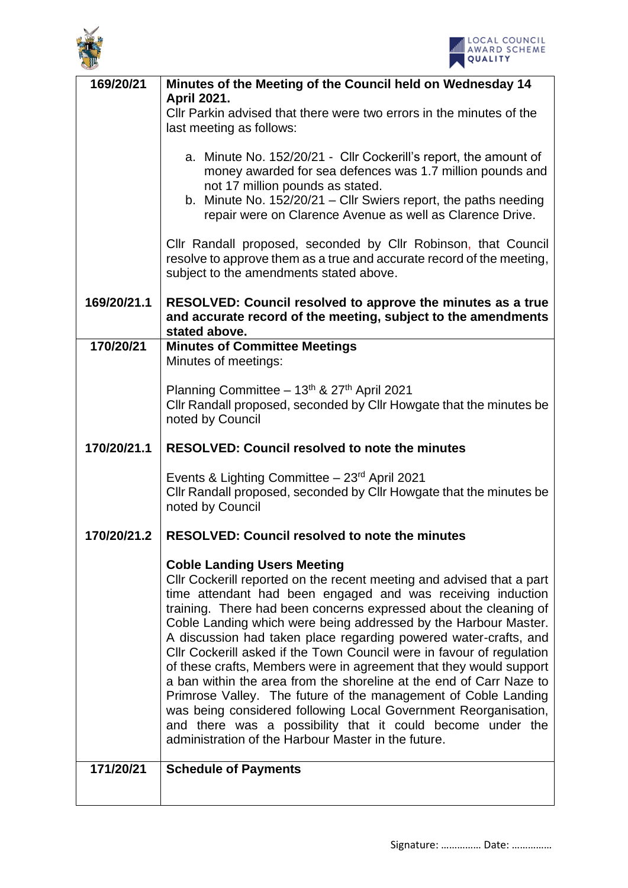| | |
|---|---|
| **169/20/21** | **Minutes of the Meeting of the Council held on Wednesday 14 April 2021.**<br>Cllr Parkin advised that there were two errors in the minutes of the last meeting as follows:<br><br>a. Minute No. 152/20/21 - Cllr Cockerill's report, the amount of money awarded for sea defences was 1.7 million pounds and not 17 million pounds as stated.<br>b. Minute No. 152/20/21 – Cllr Swiers report, the paths needing repair were on Clarence Avenue as well as Clarence Drive.<br><br>Cllr Randall proposed, seconded by Cllr Robinson, that Council resolve to approve them as a true and accurate record of the meeting, subject to the amendments stated above. |
| **169/20/21.1** | **RESOLVED: Council resolved to approve the minutes as a true and accurate record of the meeting, subject to the amendments stated above.** |
| **170/20/21** | **Minutes of Committee Meetings**<br>Minutes of meetings:<br><br>Planning Committee – 13th & 27th April 2021<br>Cllr Randall proposed, seconded by Cllr Howgate that the minutes be noted by Council |
| **170/20/21.1** | **RESOLVED: Council resolved to note the minutes**<br><br>Events & Lighting Committee – 23rd April 2021<br>Cllr Randall proposed, seconded by Cllr Howgate that the minutes be noted by Council |
| **170/20/21.2** | **RESOLVED: Council resolved to note the minutes**<br><br>**Coble Landing Users Meeting**<br>Cllr Cockerill reported on the recent meeting and advised that a part time attendant had been engaged and was receiving induction training. There had been concerns expressed about the cleaning of Coble Landing which were being addressed by the Harbour Master. A discussion had taken place regarding powered water-crafts, and Cllr Cockerill asked if the Town Council were in favour of regulation of these crafts, Members were in agreement that they would support a ban within the area from the shoreline at the end of Carr Naze to Primrose Valley. The future of the management of Coble Landing was being considered following Local Government Reorganisation, and there was a possibility that it could become under the administration of the Harbour Master in the future. |
| **171/20/21** | **Schedule of Payments** |

Signature: …………… Date: ……………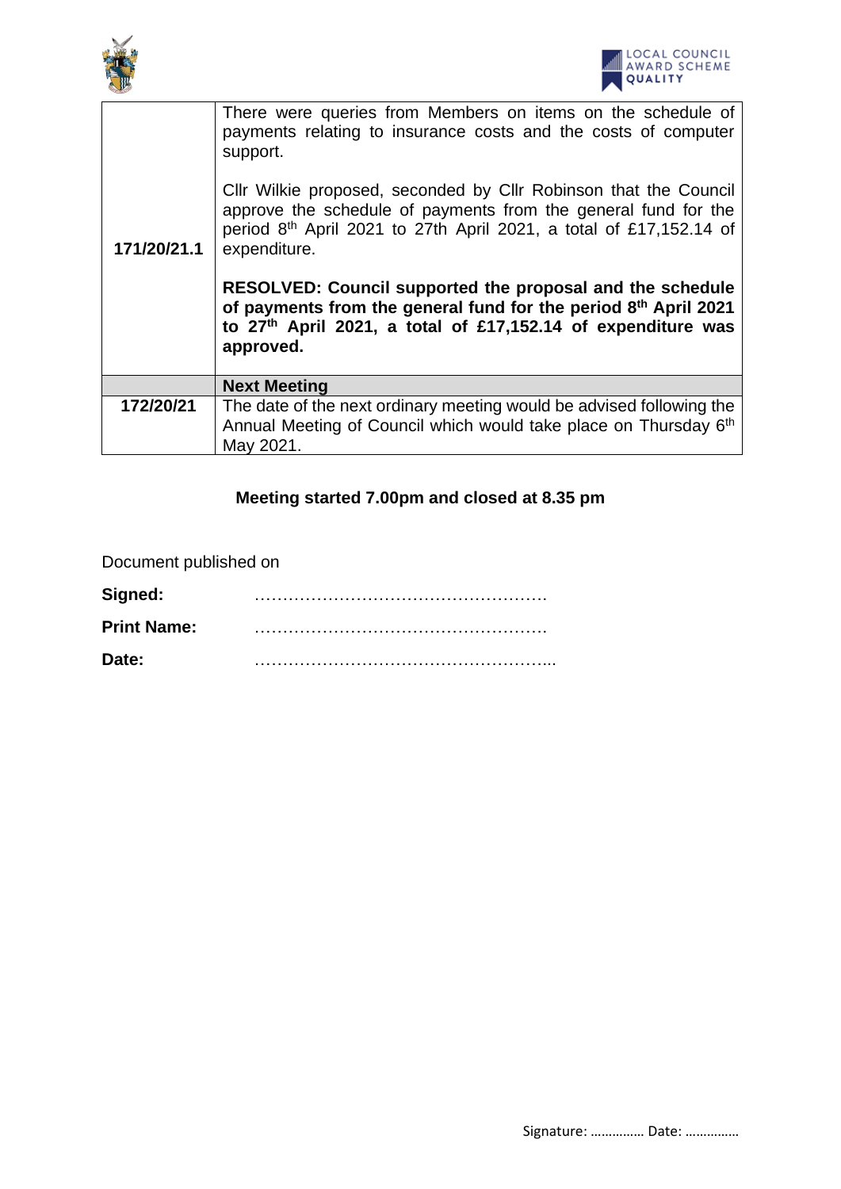| | |
|---|---|
| **171/20/21.1** | There were queries from Members on items on the schedule of payments relating to insurance costs and the costs of computer support.<br><br>Cllr Wilkie proposed, seconded by Cllr Robinson that the Council approve the schedule of payments from the general fund for the period 8th April 2021 to 27th April 2021, a total of £17,152.14 of expenditure.<br><br>**RESOLVED: Council supported the proposal and the schedule of payments from the general fund for the period 8th April 2021 to 27th April 2021, a total of £17,152.14 of expenditure was approved.** |
| | **Next Meeting** |
| **172/20/21** | The date of the next ordinary meeting would be advised following the Annual Meeting of Council which would take place on Thursday 6th May 2021. |

**Meeting started 7.00pm and closed at 8.35 pm**

Document published on

**Signed:** ……………………………………………

**Print Name:** ……………………………………………

**Date:** ……………………………………………..

Signature: …………… Date: ……………